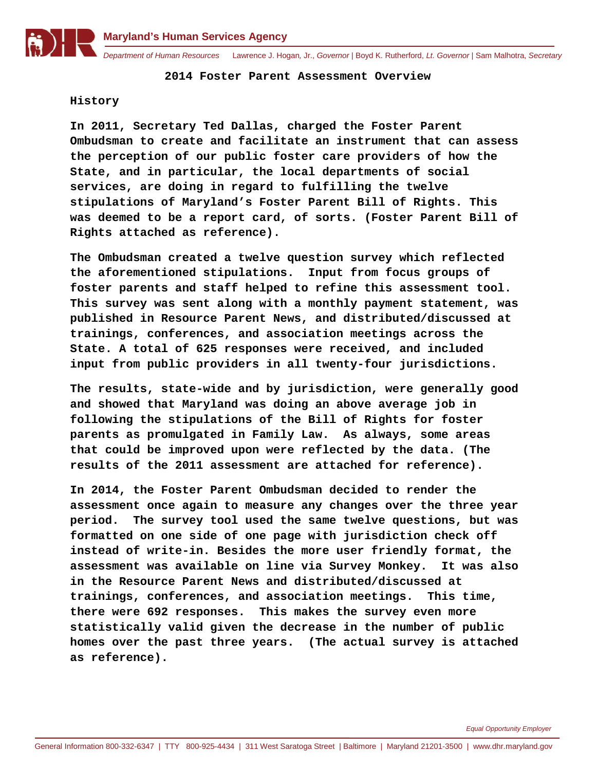# 2014 Foster Parent Assessment Overview

## History

**In 2011, Secretary Ted Dallas, charged the Foster Parent Ombudsman to create and facilitate an instrument that can assess the perception of our public foster care providers of how the State, and in particular, the local departments of social services, are doing in regard to fulfilling the twelve stipulations of Maryland's Foster Parent Bill of Rights. This was deemed to be a report card, of sorts. (Foster Parent Bill of Rights attached as reference).**

**The Ombudsman created a twelve question survey which reflected the aforementioned stipulations. Input from focus groups of foster parents and staff helped to refine this assessment tool. This survey was sent along with a monthly payment statement, was published in Resource Parent News, and distributed/discussed at trainings, conferences, and association meetings across the State. A total of 625 responses were received, and included input from public providers in all twenty-four jurisdictions.**

**The results, state-wide and by jurisdiction, were generally good and showed that Maryland was doing an above average job in following the stipulations of the Bill of Rights for foster parents as promulgated in Family Law. As always, some areas that could be improved upon were reflected by the data. (The results of the 2011 assessment are attached for reference).**

**In 2014, the Foster Parent Ombudsman decided to render the assessment once again to measure any changes over the three year period. The survey tool used the same twelve questions, but was formatted on one side of one page with jurisdiction check off instead of write-in. Besides the more user friendly format, the assessment was available on line via Survey Monkey. It was also in the Resource Parent News and distributed/discussed at trainings, conferences, and association meetings. This time, there were 692 responses. This makes the survey even more statistically valid given the decrease in the number of public homes over the past three years. (The actual survey is attached as reference).**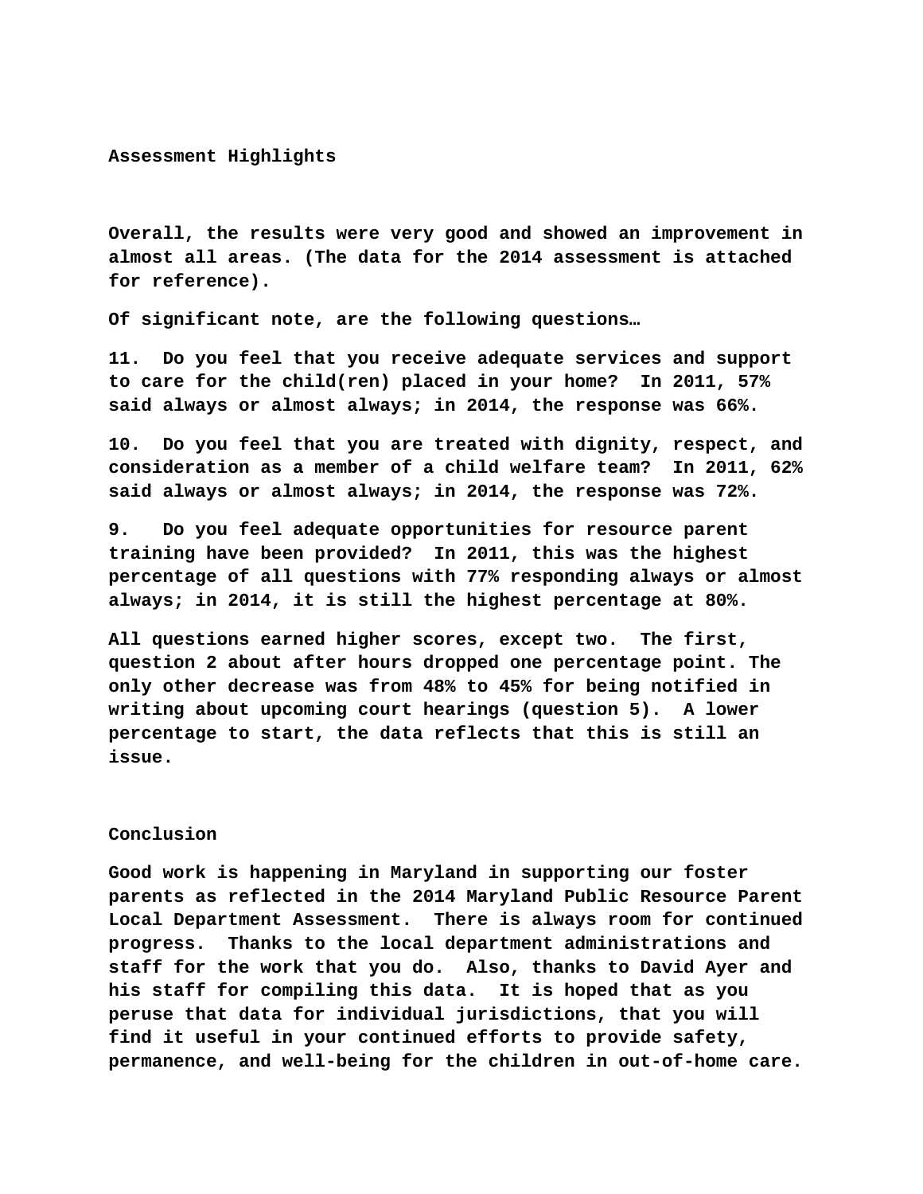## Assessment Highlights

Overall, the results were very good and showed an improvement in almost all areas. (The data for the 2014 assessment is attached for reference).

Of significant note, are the following questions…

11. Do you feel that you receive adequate services and support to care for the child(ren) placed in your home? In 2011, 57% said always or almost always; in 2014, the response was 66%.

10. Do you feel that you are treated with dignity, respect, and consideration as a member of a child welfare team? In 2011, 62% said always or almost always; in 2014, the response was 72%.

9. Do you feel adequate opportunities for resource parent training have been provided? In 2011, this was the highest percentage of all questions with 77% responding always or almost always; in 2014, it is still the highest percentage at 80%.

All questions earned higher scores, except two. The first, question 2 about after hours dropped one percentage point. The only other decrease was from 48% to 45% for being notified in writing about upcoming court hearings (question 5). A lower percentage to start, the data reflects that this is still an issue.

## Conclusion

Good work is happening in Maryland in supporting our foster parents as reflected in the 2014 Maryland Public Resource Parent Local Department Assessment. There is always room for continued progress. Thanks to the local department administrations and staff for the work that you do. Also, thanks to David Ayer and his staff for compiling this data. It is hoped that as you peruse that data for individual jurisdictions, that you will find it useful in your continued efforts to provide safety, permanence, and well-being for the children in out-of-home care.